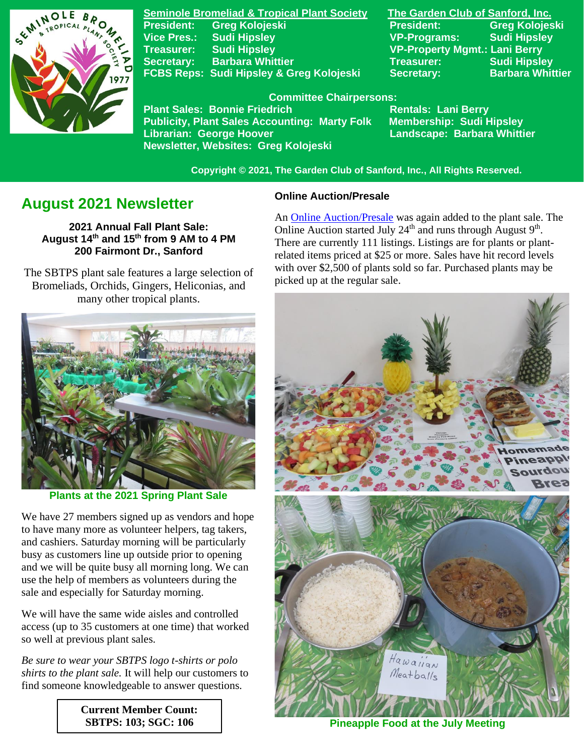**Seminole Bromeliad & Tropical Plant Society**
President: Greg Kolojeski
Vice Pres.: Sudi Hipsley
Treasurer: Sudi Hipsley
Secretary: Barbara Whittier
FCBS Reps: Sudi Hipsley & Greg Kolojeski

**The Garden Club of Sanford, Inc.**
President: Greg Kolojeski
VP-Programs: Sudi Hipsley
VP-Property Mgmt.: Lani Berry
Treasurer: Sudi Hipsley
Secretary: Barbara Whittier

**Committee Chairpersons:**
Plant Sales: Bonnie Friedrich
Publicity, Plant Sales Accounting: Marty Folk
Librarian: George Hoover
Newsletter, Websites: Greg Kolojeski
Rentals: Lani Berry
Membership: Sudi Hipsley
Landscape: Barbara Whittier

Copyright © 2021, The Garden Club of Sanford, Inc., All Rights Reserved.

# August 2021 Newsletter

**2021 Annual Fall Plant Sale:**
**August 14th and 15th from 9 AM to 4 PM**
**200 Fairmont Dr., Sanford**

The SBTPS plant sale features a large selection of Bromeliads, Orchids, Gingers, Heliconias, and many other tropical plants.

**Plants at the 2021 Spring Plant Sale**

We have 27 members signed up as vendors and hope to have many more as volunteer helpers, tag takers, and cashiers. Saturday morning will be particularly busy as customers line up outside prior to opening and we will be quite busy all morning long. We can use the help of members as volunteers during the sale and especially for Saturday morning.

We will have the same wide aisles and controlled access (up to 35 customers at one time) that worked so well at previous plant sales.

*Be sure to wear your SBTPS logo t-shirts or polo shirts to the plant sale.* It will help our customers to find someone knowledgeable to answer questions.

**Current Member Count:**
**SBTPS: 103; SGC: 106**

### Online Auction/Presale

An Online Auction/Presale was again added to the plant sale. The Online Auction started July 24th and runs through August 9th. There are currently 111 listings. Listings are for plants or plant-related items priced at $25 or more. Sales have hit record levels with over $2,500 of plants sold so far. Purchased plants may be picked up at the regular sale.

**Pineapple Food at the July Meeting**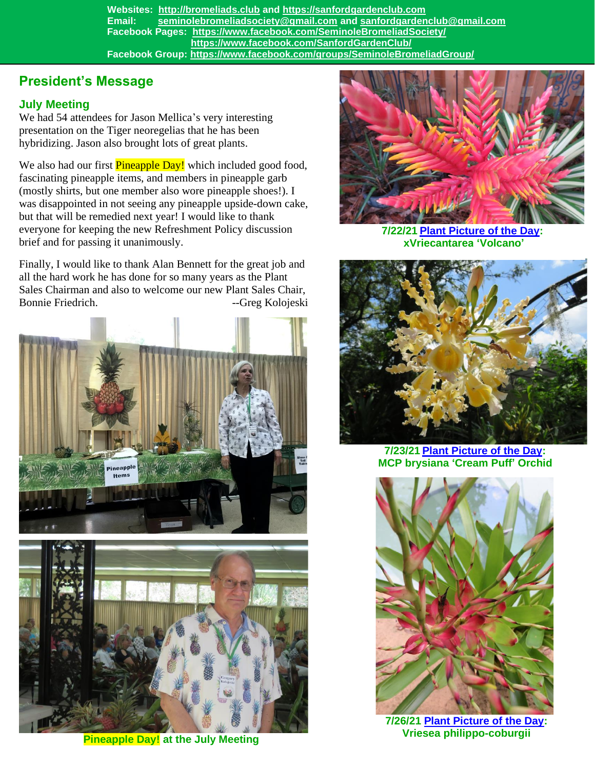**Websites:** http://bromeliads.club and https://sanfordgardenclub.com
**Email:** seminolebromeliadsociety@gmail.com and sanfordgardenclub@gmail.com
**Facebook Pages:** https://www.facebook.com/SeminoleBromeliadSociety/
https://www.facebook.com/SanfordGardenClub/
**Facebook Group:** https://www.facebook.com/groups/SeminoleBromeliadGroup/

## President's Message

### July Meeting

We had 54 attendees for Jason Mellica's very interesting presentation on the Tiger neoregelias that he has been hybridizing. Jason also brought lots of great plants.

We also had our first Pineapple Day! which included good food, fascinating pineapple items, and members in pineapple garb (mostly shirts, but one member also wore pineapple shoes!). I was disappointed in not seeing any pineapple upside-down cake, but that will be remedied next year! I would like to thank everyone for keeping the new Refreshment Policy discussion brief and for passing it unanimously.

Finally, I would like to thank Alan Bennett for the great job and all the hard work he has done for so many years as the Plant Sales Chairman and also to welcome our new Plant Sales Chair, Bonnie Friedrich. --Greg Kolojeski

**Pineapple Day! at the July Meeting**

**7/22/21 Plant Picture of the Day: xVriecantarea 'Volcano'**

**7/23/21 Plant Picture of the Day: MCP brysiana 'Cream Puff' Orchid**

**7/26/21 Plant Picture of the Day: Vriesea philippo-coburgii**